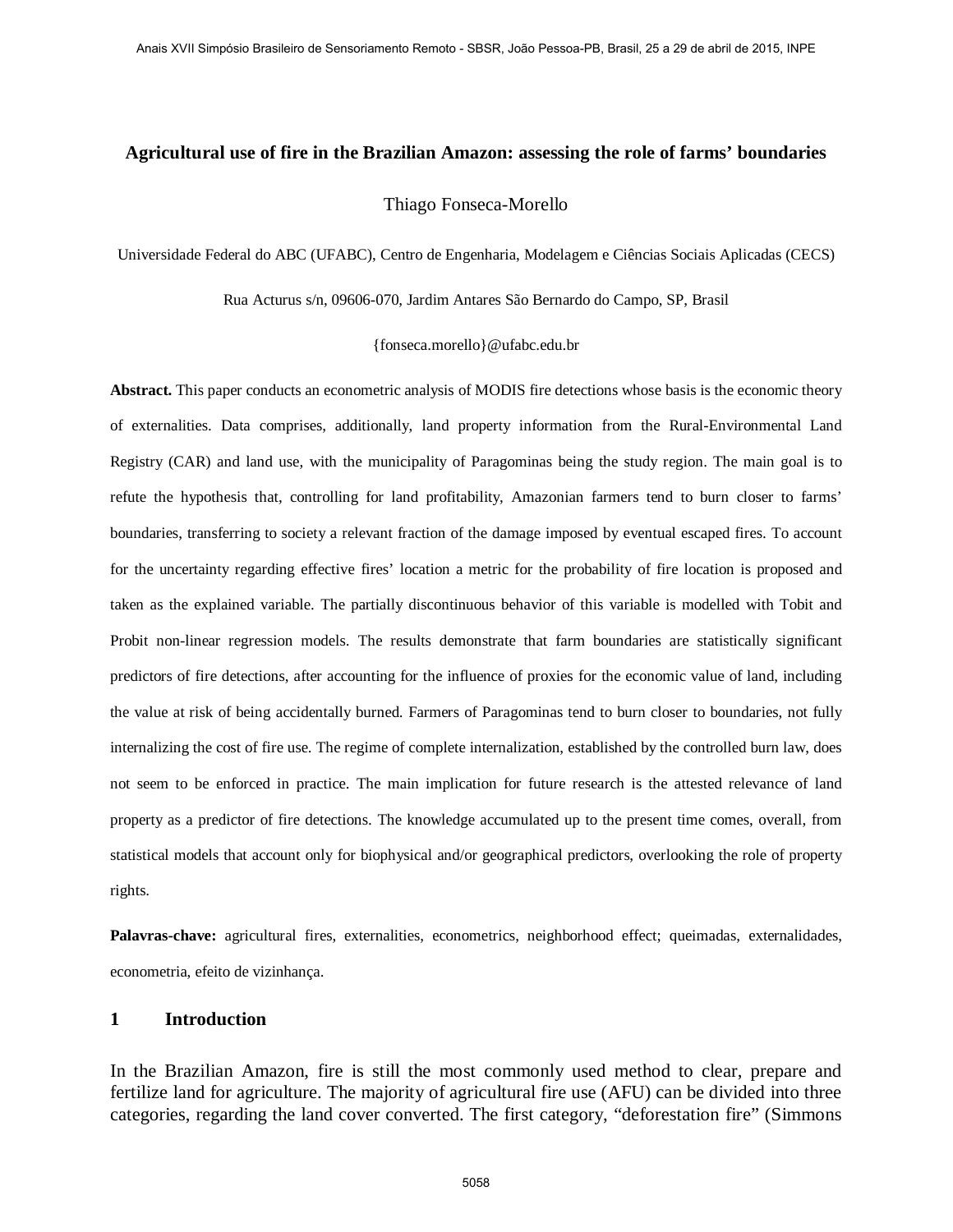# Agricultural use of fire in the Brazilian Amazon: assessing the role of farms' boundaries

Thiago Fonseca-Morello

Universidade Federal do ABC (UFABC), Centro de Engenharia, Modelagem e Ciências Sociais Aplicadas (CECS)

Rua Acturus s/n, 09606-070, Jardim Antares São Bernardo do Campo, SP, Brasil

{fonseca.morello}@ufabc.edu.br

**Abstract.** This paper conducts an econometric analysis of MODIS fire detections whose basis is the economic theory of externalities. Data comprises, additionally, land property information from the Rural-Environmental Land Registry (CAR) and land use, with the municipality of Paragominas being the study region. The main goal is to refute the hypothesis that, controlling for land profitability, Amazonian farmers tend to burn closer to farms' boundaries, transferring to society a relevant fraction of the damage imposed by eventual escaped fires. To account for the uncertainty regarding effective fires' location a metric for the probability of fire location is proposed and taken as the explained variable. The partially discontinuous behavior of this variable is modelled with Tobit and Probit non-linear regression models. The results demonstrate that farm boundaries are statistically significant predictors of fire detections, after accounting for the influence of proxies for the economic value of land, including the value at risk of being accidentally burned. Farmers of Paragominas tend to burn closer to boundaries, not fully internalizing the cost of fire use. The regime of complete internalization, established by the controlled burn law, does not seem to be enforced in practice. The main implication for future research is the attested relevance of land property as a predictor of fire detections. The knowledge accumulated up to the present time comes, overall, from statistical models that account only for biophysical and/or geographical predictors, overlooking the role of property rights.

**Palavras-chave:** agricultural fires, externalities, econometrics, neighborhood effect; queimadas, externalidades, econometria, efeito de vizinhança.

## 1 Introduction

In the Brazilian Amazon, fire is still the most commonly used method to clear, prepare and fertilize land for agriculture. The majority of agricultural fire use (AFU) can be divided into three categories, regarding the land cover converted. The first category, "deforestation fire" (Simmons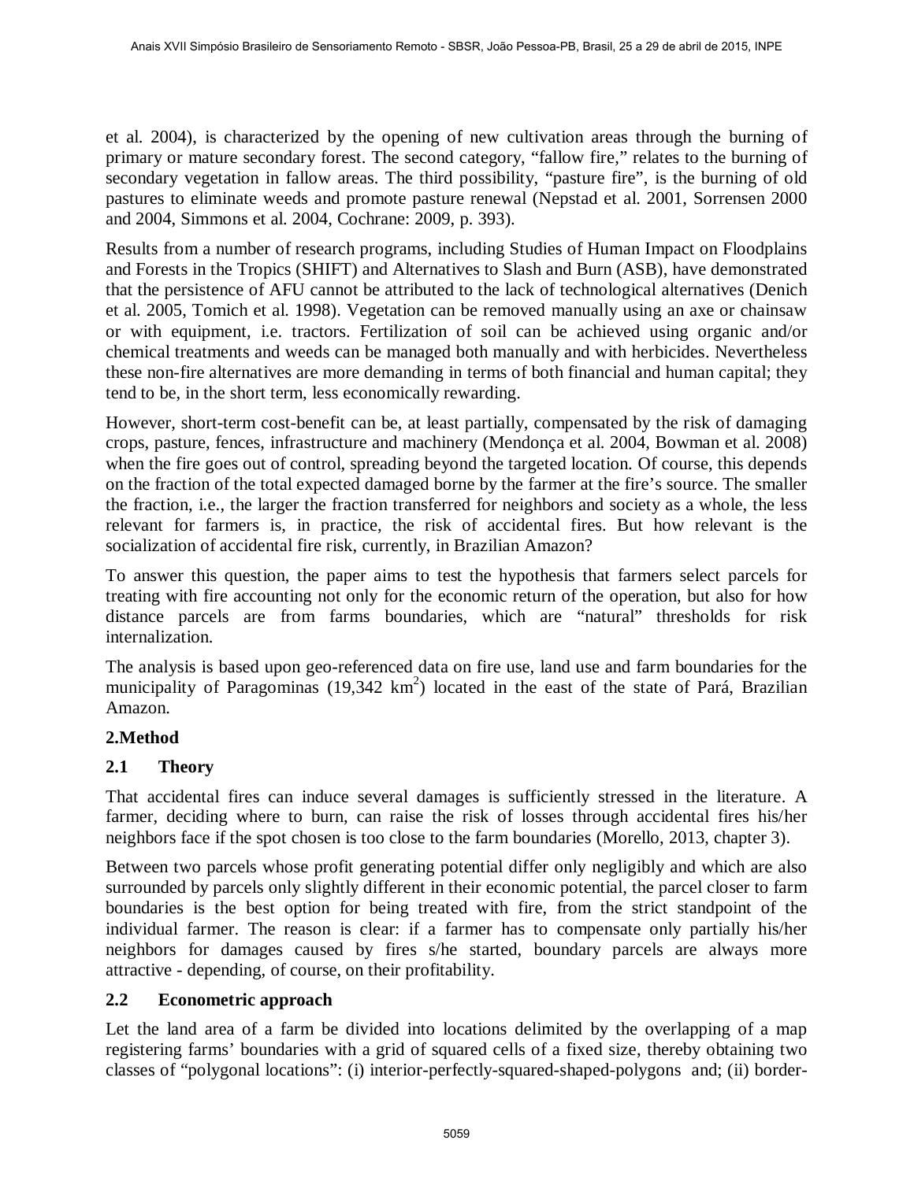et al. 2004), is characterized by the opening of new cultivation areas through the burning of primary or mature secondary forest. The second category, "fallow fire," relates to the burning of secondary vegetation in fallow areas. The third possibility, "pasture fire", is the burning of old pastures to eliminate weeds and promote pasture renewal (Nepstad et al. 2001, Sorrensen 2000 and 2004, Simmons et al. 2004, Cochrane: 2009, p. 393).

Results from a number of research programs, including Studies of Human Impact on Floodplains and Forests in the Tropics (SHIFT) and Alternatives to Slash and Burn (ASB), have demonstrated that the persistence of AFU cannot be attributed to the lack of technological alternatives (Denich et al. 2005, Tomich et al. 1998). Vegetation can be removed manually using an axe or chainsaw or with equipment, i.e. tractors. Fertilization of soil can be achieved using organic and/or chemical treatments and weeds can be managed both manually and with herbicides. Nevertheless these non-fire alternatives are more demanding in terms of both financial and human capital; they tend to be, in the short term, less economically rewarding.

However, short-term cost-benefit can be, at least partially, compensated by the risk of damaging crops, pasture, fences, infrastructure and machinery (Mendonça et al. 2004, Bowman et al. 2008) when the fire goes out of control, spreading beyond the targeted location. Of course, this depends on the fraction of the total expected damaged borne by the farmer at the fire's source. The smaller the fraction, i.e., the larger the fraction transferred for neighbors and society as a whole, the less relevant for farmers is, in practice, the risk of accidental fires. But how relevant is the socialization of accidental fire risk, currently, in Brazilian Amazon?

To answer this question, the paper aims to test the hypothesis that farmers select parcels for treating with fire accounting not only for the economic return of the operation, but also for how distance parcels are from farms boundaries, which are "natural" thresholds for risk internalization.

The analysis is based upon geo-referenced data on fire use, land use and farm boundaries for the municipality of Paragominas (19,342 km$^2$) located in the east of the state of Pará, Brazilian Amazon.

## 2.Method

### 2.1 Theory

That accidental fires can induce several damages is sufficiently stressed in the literature. A farmer, deciding where to burn, can raise the risk of losses through accidental fires his/her neighbors face if the spot chosen is too close to the farm boundaries (Morello, 2013, chapter 3).

Between two parcels whose profit generating potential differ only negligibly and which are also surrounded by parcels only slightly different in their economic potential, the parcel closer to farm boundaries is the best option for being treated with fire, from the strict standpoint of the individual farmer. The reason is clear: if a farmer has to compensate only partially his/her neighbors for damages caused by fires s/he started, boundary parcels are always more attractive - depending, of course, on their profitability.

### 2.2 Econometric approach

Let the land area of a farm be divided into locations delimited by the overlapping of a map registering farms' boundaries with a grid of squared cells of a fixed size, thereby obtaining two classes of "polygonal locations": (i) interior-perfectly-squared-shaped-polygons and; (ii) border-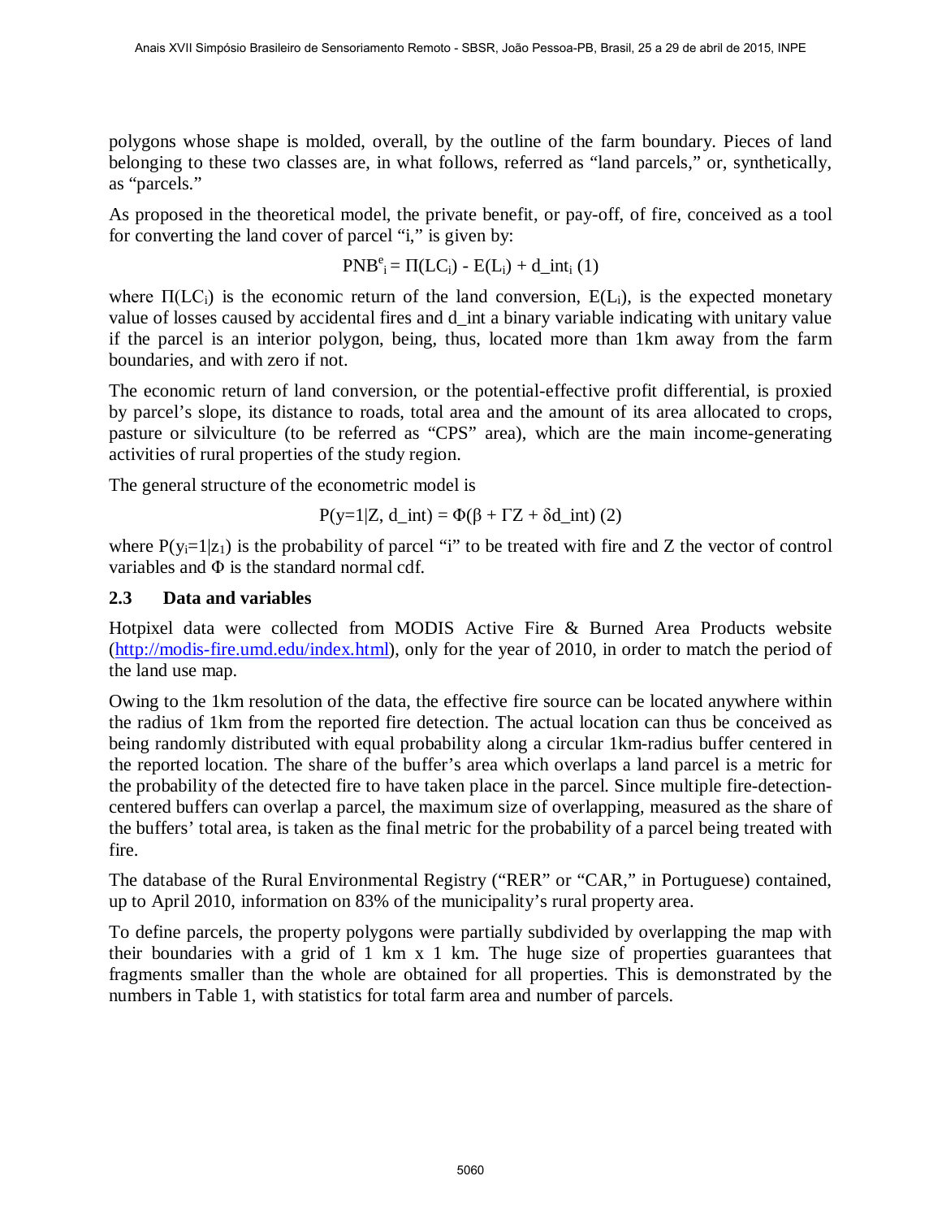polygons whose shape is molded, overall, by the outline of the farm boundary. Pieces of land belonging to these two classes are, in what follows, referred as "land parcels," or, synthetically, as "parcels."

As proposed in the theoretical model, the private benefit, or pay-off, of fire, conceived as a tool for converting the land cover of parcel "i," is given by:

$$PNB^{e}_{i} = \Pi(LC_i) - E(L_i) + d\_int_i \quad (1)$$

where $\Pi(LC_i)$ is the economic return of the land conversion, $E(L_i)$, is the expected monetary value of losses caused by accidental fires and d_int a binary variable indicating with unitary value if the parcel is an interior polygon, being, thus, located more than 1km away from the farm boundaries, and with zero if not.

The economic return of land conversion, or the potential-effective profit differential, is proxied by parcel's slope, its distance to roads, total area and the amount of its area allocated to crops, pasture or silviculture (to be referred as "CPS" area), which are the main income-generating activities of rural properties of the study region.

The general structure of the econometric model is

$$P(y=1|Z, d\_int) = \Phi(\beta + \Gamma Z + \delta d\_int) \quad (2)$$

where $P(y_i=1|z_1)$ is the probability of parcel "i" to be treated with fire and Z the vector of control variables and $\Phi$ is the standard normal cdf.

## 2.3 Data and variables

Hotpixel data were collected from MODIS Active Fire & Burned Area Products website (http://modis-fire.umd.edu/index.html), only for the year of 2010, in order to match the period of the land use map.

Owing to the 1km resolution of the data, the effective fire source can be located anywhere within the radius of 1km from the reported fire detection. The actual location can thus be conceived as being randomly distributed with equal probability along a circular 1km-radius buffer centered in the reported location. The share of the buffer's area which overlaps a land parcel is a metric for the probability of the detected fire to have taken place in the parcel. Since multiple fire-detection-centered buffers can overlap a parcel, the maximum size of overlapping, measured as the share of the buffers' total area, is taken as the final metric for the probability of a parcel being treated with fire.

The database of the Rural Environmental Registry ("RER" or "CAR," in Portuguese) contained, up to April 2010, information on 83% of the municipality's rural property area.

To define parcels, the property polygons were partially subdivided by overlapping the map with their boundaries with a grid of 1 km x 1 km. The huge size of properties guarantees that fragments smaller than the whole are obtained for all properties. This is demonstrated by the numbers in Table 1, with statistics for total farm area and number of parcels.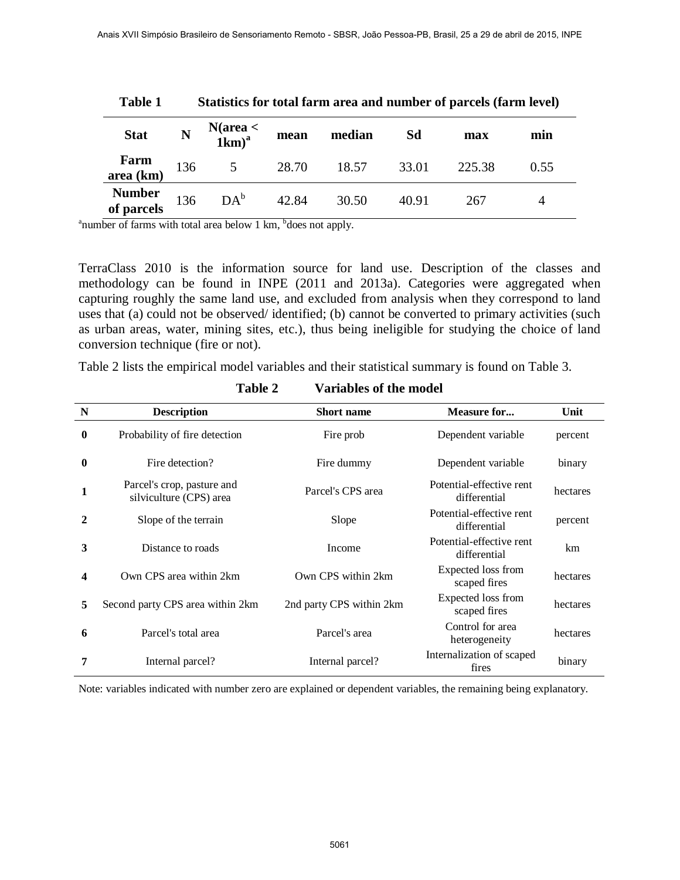**Table 1 Statistics for total farm area and number of parcels (farm level)**

| Stat | N | N(area < 1km)[a] | mean | median | Sd | max | min |
|---|---|---|---|---|---|---|---|
| Farm area (km) | 136 | 5 | 28.70 | 18.57 | 33.01 | 225.38 | 0.55 |
| Number of parcels | 136 | DA[b] | 42.84 | 30.50 | 40.91 | 267 | 4 |

[a]number of farms with total area below 1 km, [b]does not apply.

TerraClass 2010 is the information source for land use. Description of the classes and methodology can be found in INPE (2011 and 2013a). Categories were aggregated when capturing roughly the same land use, and excluded from analysis when they correspond to land uses that (a) could not be observed/ identified; (b) cannot be converted to primary activities (such as urban areas, water, mining sites, etc.), thus being ineligible for studying the choice of land conversion technique (fire or not).

Table 2 lists the empirical model variables and their statistical summary is found on Table 3.

**Table 2 Variables of the model**

| N | Description | Short name | Measure for... | Unit |
|---|---|---|---|---|
| **0** | Probability of fire detection | Fire prob | Dependent variable | percent |
| **0** | Fire detection? | Fire dummy | Dependent variable | binary |
| **1** | Parcel's crop, pasture and silviculture (CPS) area | Parcel's CPS area | Potential-effective rent differential | hectares |
| **2** | Slope of the terrain | Slope | Potential-effective rent differential | percent |
| **3** | Distance to roads | Income | Potential-effective rent differential | km |
| **4** | Own CPS area within 2km | Own CPS within 2km | Expected loss from scaped fires | hectares |
| **5** | Second party CPS area within 2km | 2nd party CPS within 2km | Expected loss from scaped fires | hectares |
| **6** | Parcel's total area | Parcel's area | Control for area heterogeneity | hectares |
| **7** | Internal parcel? | Internal parcel? | Internalization of scaped fires | binary |

Note: variables indicated with number zero are explained or dependent variables, the remaining being explanatory.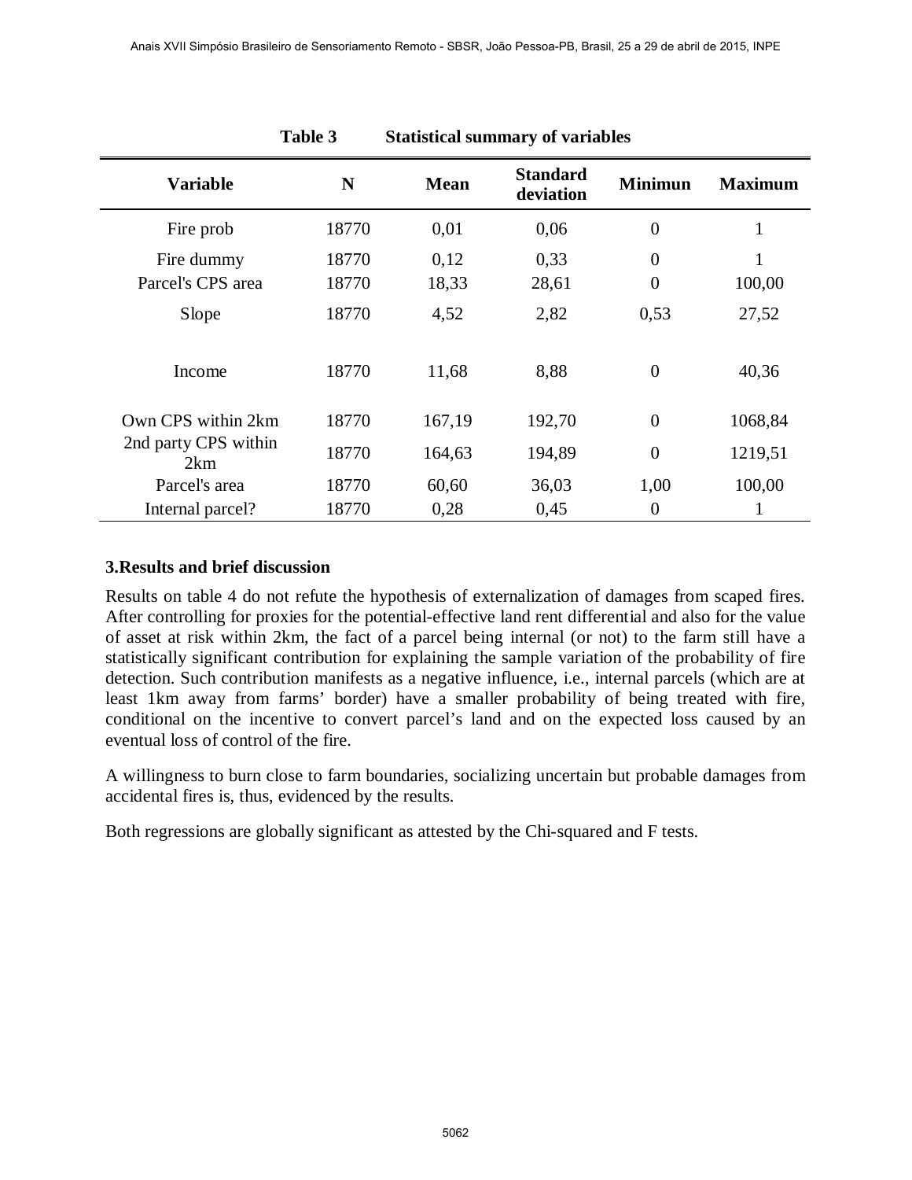**Table 3 Statistical summary of variables**

| Variable | N | Mean | Standard deviation | Minimun | Maximum |
|---|---|---|---|---|---|
| Fire prob | 18770 | 0,01 | 0,06 | 0 | 1 |
| Fire dummy | 18770 | 0,12 | 0,33 | 0 | 1 |
| Parcel's CPS area | 18770 | 18,33 | 28,61 | 0 | 100,00 |
| Slope | 18770 | 4,52 | 2,82 | 0,53 | 27,52 |
| Income | 18770 | 11,68 | 8,88 | 0 | 40,36 |
| Own CPS within 2km | 18770 | 167,19 | 192,70 | 0 | 1068,84 |
| 2nd party CPS within 2km | 18770 | 164,63 | 194,89 | 0 | 1219,51 |
| Parcel's area | 18770 | 60,60 | 36,03 | 1,00 | 100,00 |
| Internal parcel? | 18770 | 0,28 | 0,45 | 0 | 1 |

## 3.Results and brief discussion

Results on table 4 do not refute the hypothesis of externalization of damages from scaped fires. After controlling for proxies for the potential-effective land rent differential and also for the value of asset at risk within 2km, the fact of a parcel being internal (or not) to the farm still have a statistically significant contribution for explaining the sample variation of the probability of fire detection. Such contribution manifests as a negative influence, i.e., internal parcels (which are at least 1km away from farms' border) have a smaller probability of being treated with fire, conditional on the incentive to convert parcel's land and on the expected loss caused by an eventual loss of control of the fire.

A willingness to burn close to farm boundaries, socializing uncertain but probable damages from accidental fires is, thus, evidenced by the results.

Both regressions are globally significant as attested by the Chi-squared and F tests.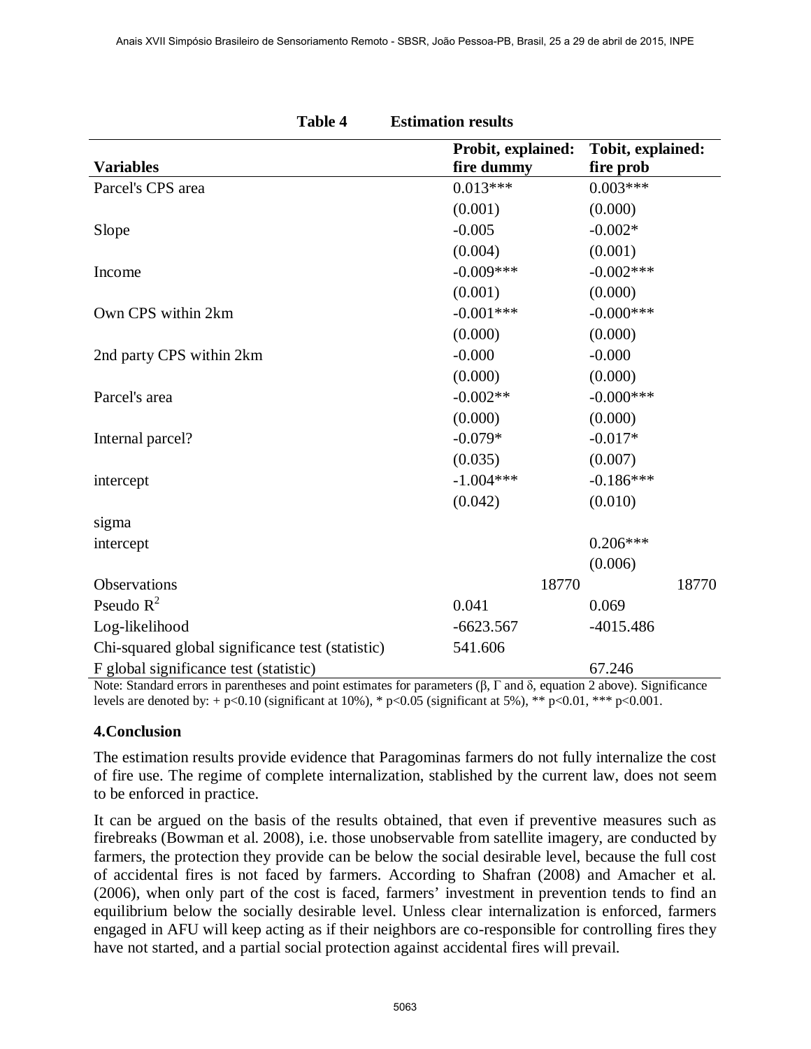**Table 4 Estimation results**

| Variables | Probit, explained: fire dummy | Tobit, explained: fire prob |
|---|---|---|
| Parcel's CPS area | 0.013*** | 0.003*** |
| | (0.001) | (0.000) |
| Slope | -0.005 | -0.002* |
| | (0.004) | (0.001) |
| Income | -0.009*** | -0.002*** |
| | (0.001) | (0.000) |
| Own CPS within 2km | -0.001*** | -0.000*** |
| | (0.000) | (0.000) |
| 2nd party CPS within 2km | -0.000 | -0.000 |
| | (0.000) | (0.000) |
| Parcel's area | -0.002** | -0.000*** |
| | (0.000) | (0.000) |
| Internal parcel? | -0.079* | -0.017* |
| | (0.035) | (0.007) |
| intercept | -1.004*** | -0.186*** |
| | (0.042) | (0.010) |
| sigma | | |
| intercept | | 0.206*** |
| | | (0.006) |
| Observations | 18770 | 18770 |
| Pseudo $R^2$ | 0.041 | 0.069 |
| Log-likelihood | -6623.567 | -4015.486 |
| Chi-squared global significance test (statistic) | 541.606 | |
| F global significance test (statistic) | | 67.246 |

Note: Standard errors in parentheses and point estimates for parameters ($\beta$, $\Gamma$ and $\delta$, equation 2 above). Significance levels are denoted by: + p<0.10 (significant at 10%), * p<0.05 (significant at 5%), ** p<0.01, *** p<0.001.

## 4.Conclusion

The estimation results provide evidence that Paragominas farmers do not fully internalize the cost of fire use. The regime of complete internalization, stablished by the current law, does not seem to be enforced in practice.

It can be argued on the basis of the results obtained, that even if preventive measures such as firebreaks (Bowman et al. 2008), i.e. those unobservable from satellite imagery, are conducted by farmers, the protection they provide can be below the social desirable level, because the full cost of accidental fires is not faced by farmers. According to Shafran (2008) and Amacher et al. (2006), when only part of the cost is faced, farmers' investment in prevention tends to find an equilibrium below the socially desirable level. Unless clear internalization is enforced, farmers engaged in AFU will keep acting as if their neighbors are co-responsible for controlling fires they have not started, and a partial social protection against accidental fires will prevail.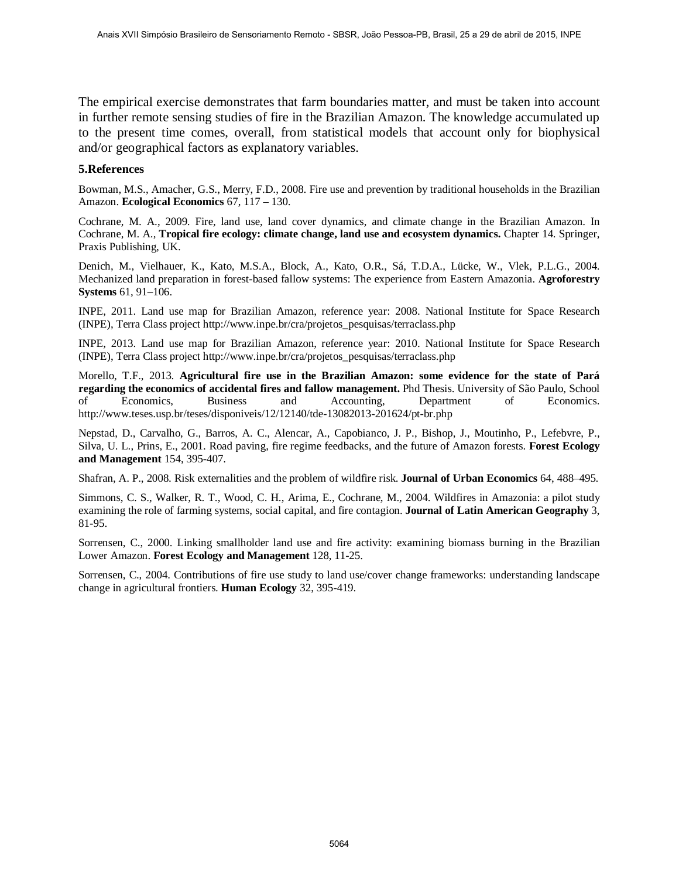The empirical exercise demonstrates that farm boundaries matter, and must be taken into account in further remote sensing studies of fire in the Brazilian Amazon. The knowledge accumulated up to the present time comes, overall, from statistical models that account only for biophysical and/or geographical factors as explanatory variables.

## 5.References

Bowman, M.S., Amacher, G.S., Merry, F.D., 2008. Fire use and prevention by traditional households in the Brazilian Amazon. **Ecological Economics** 67, 117 – 130.

Cochrane, M. A., 2009. Fire, land use, land cover dynamics, and climate change in the Brazilian Amazon. In Cochrane, M. A., **Tropical fire ecology: climate change, land use and ecosystem dynamics.** Chapter 14. Springer, Praxis Publishing, UK.

Denich, M., Vielhauer, K., Kato, M.S.A., Block, A., Kato, O.R., Sá, T.D.A., Lücke, W., Vlek, P.L.G., 2004. Mechanized land preparation in forest-based fallow systems: The experience from Eastern Amazonia. **Agroforestry Systems** 61, 91–106.

INPE, 2011. Land use map for Brazilian Amazon, reference year: 2008. National Institute for Space Research (INPE), Terra Class project http://www.inpe.br/cra/projetos_pesquisas/terraclass.php

INPE, 2013. Land use map for Brazilian Amazon, reference year: 2010. National Institute for Space Research (INPE), Terra Class project http://www.inpe.br/cra/projetos_pesquisas/terraclass.php

Morello, T.F., 2013. **Agricultural fire use in the Brazilian Amazon: some evidence for the state of Pará regarding the economics of accidental fires and fallow management.** Phd Thesis. University of São Paulo, School of Economics, Business and Accounting, Department of Economics. http://www.teses.usp.br/teses/disponiveis/12/12140/tde-13082013-201624/pt-br.php

Nepstad, D., Carvalho, G., Barros, A. C., Alencar, A., Capobianco, J. P., Bishop, J., Moutinho, P., Lefebvre, P., Silva, U. L., Prins, E., 2001. Road paving, fire regime feedbacks, and the future of Amazon forests. **Forest Ecology and Management** 154, 395-407.

Shafran, A. P., 2008. Risk externalities and the problem of wildfire risk. **Journal of Urban Economics** 64, 488–495.

Simmons, C. S., Walker, R. T., Wood, C. H., Arima, E., Cochrane, M., 2004. Wildfires in Amazonia: a pilot study examining the role of farming systems, social capital, and fire contagion. **Journal of Latin American Geography** 3, 81-95.

Sorrensen, C., 2000. Linking smallholder land use and fire activity: examining biomass burning in the Brazilian Lower Amazon. **Forest Ecology and Management** 128, 11-25.

Sorrensen, C., 2004. Contributions of fire use study to land use/cover change frameworks: understanding landscape change in agricultural frontiers. **Human Ecology** 32, 395-419.